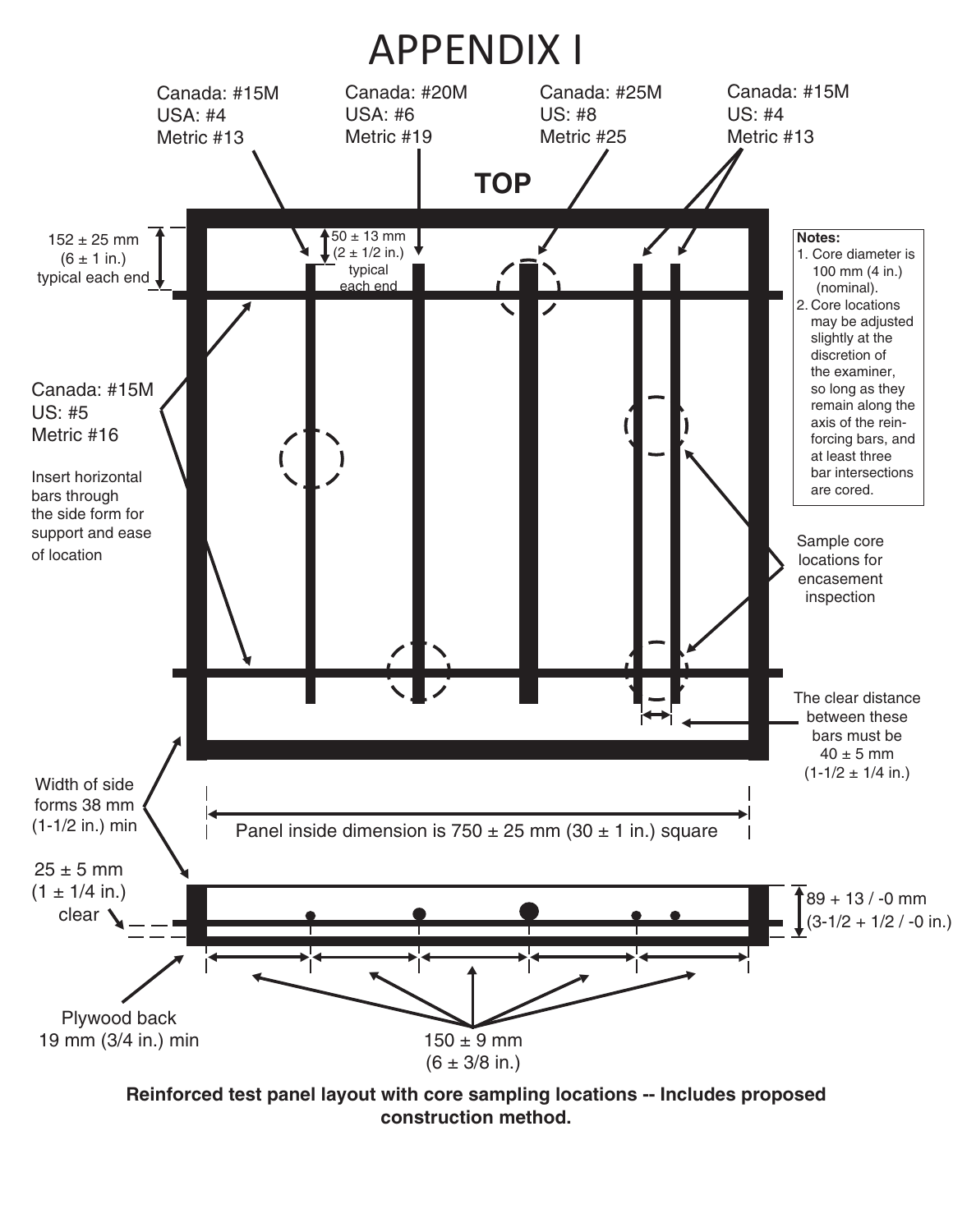# APPENDIX I

Canada: #15M
USA: #4
Metric #13

Canada: #20M
USA: #6
Metric #19

Canada: #25M
US: #8
Metric #25

Canada: #15M
US: #4
Metric #13

**TOP**

152 ± 25 mm
(6 ± 1 in.)
typical each end

50 ± 13 mm
(2 ± 1/2 in.)
typical
each end

**Notes:**

1. Core diameter is 100 mm (4 in.) (nominal).
2. Core locations may be adjusted slightly at the discretion of the examiner, so long as they remain along the axis of the reinforcing bars, and at least three bar intersections are cored.

Canada: #15M
US: #5
Metric #16

Insert horizontal bars through the side form for support and ease of location

Sample core locations for encasement inspection

The clear distance between these bars must be 40 ± 5 mm (1-1/2 ± 1/4 in.)

Width of side forms 38 mm (1-1/2 in.) min

Panel inside dimension is 750 ± 25 mm (30 ± 1 in.) square

25 ± 5 mm
(1 ± 1/4 in.)
clear

89 + 13 / -0 mm
(3-1/2 + 1/2 / -0 in.)

Plywood back
19 mm (3/4 in.) min

150 ± 9 mm
(6 ± 3/8 in.)

**Reinforced test panel layout with core sampling locations -- Includes proposed construction method.**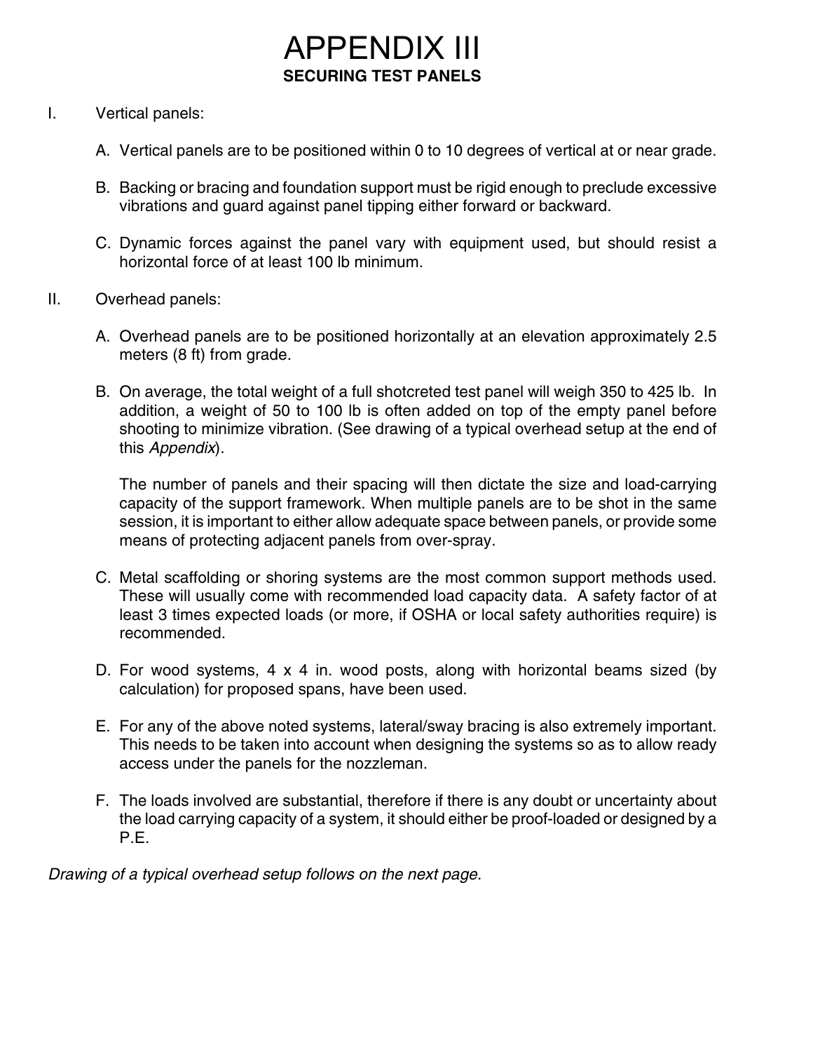# APPENDIX III

## SECURING TEST PANELS

I. Vertical panels:

A. Vertical panels are to be positioned within 0 to 10 degrees of vertical at or near grade.

B. Backing or bracing and foundation support must be rigid enough to preclude excessive vibrations and guard against panel tipping either forward or backward.

C. Dynamic forces against the panel vary with equipment used, but should resist a horizontal force of at least 100 lb minimum.

II. Overhead panels:

A. Overhead panels are to be positioned horizontally at an elevation approximately 2.5 meters (8 ft) from grade.

B. On average, the total weight of a full shotcreted test panel will weigh 350 to 425 lb. In addition, a weight of 50 to 100 lb is often added on top of the empty panel before shooting to minimize vibration. (See drawing of a typical overhead setup at the end of this *Appendix*).

The number of panels and their spacing will then dictate the size and load-carrying capacity of the support framework. When multiple panels are to be shot in the same session, it is important to either allow adequate space between panels, or provide some means of protecting adjacent panels from over-spray.

C. Metal scaffolding or shoring systems are the most common support methods used. These will usually come with recommended load capacity data. A safety factor of at least 3 times expected loads (or more, if OSHA or local safety authorities require) is recommended.

D. For wood systems, 4 x 4 in. wood posts, along with horizontal beams sized (by calculation) for proposed spans, have been used.

E. For any of the above noted systems, lateral/sway bracing is also extremely important. This needs to be taken into account when designing the systems so as to allow ready access under the panels for the nozzleman.

F. The loads involved are substantial, therefore if there is any doubt or uncertainty about the load carrying capacity of a system, it should either be proof-loaded or designed by a P.E.

*Drawing of a typical overhead setup follows on the next page.*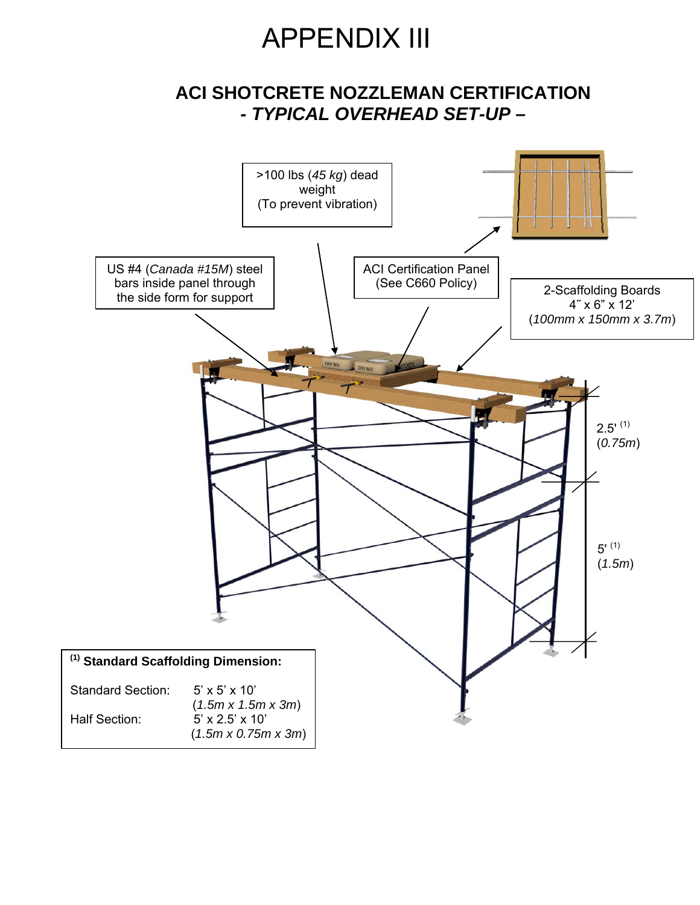# APPENDIX III

## ACI SHOTCRETE NOZZLEMAN CERTIFICATION
### *- TYPICAL OVERHEAD SET-UP –*

>100 lbs (*45 kg*) dead weight
(To prevent vibration)

US #4 (*Canada #15M*) steel bars inside panel through the side form for support

ACI Certification Panel
(See C660 Policy)

2-Scaffolding Boards
4˝ x 6" x 12'
(*100mm x 150mm x 3.7m*)

2.5' [(1)]
(*0.75m*)

5' [(1)]
(*1.5m*)

**[(1)] Standard Scaffolding Dimension:**

| | |
|---|---|
| Standard Section: | 5' x 5' x 10' (*1.5m x 1.5m x 3m*) |
| Half Section: | 5' x 2.5' x 10' (*1.5m x 0.75m x 3m*) |